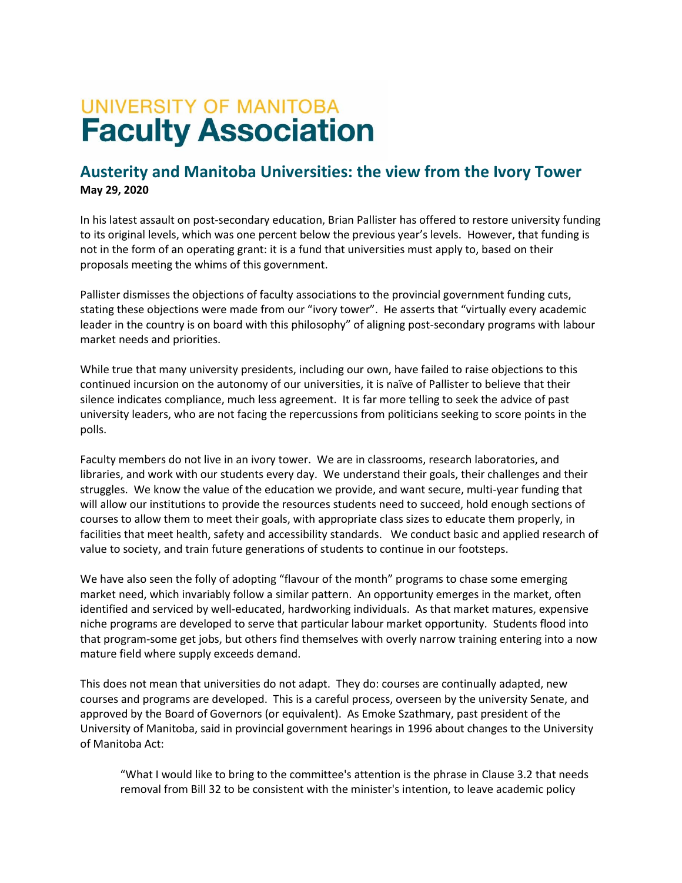# UNIVERSITY OF MANITOBA Faculty Association

## Austerity and Manitoba Universities: the view from the Ivory Tower

**May 29, 2020**

In his latest assault on post-secondary education, Brian Pallister has offered to restore university funding to its original levels, which was one percent below the previous year's levels. However, that funding is not in the form of an operating grant: it is a fund that universities must apply to, based on their proposals meeting the whims of this government.

Pallister dismisses the objections of faculty associations to the provincial government funding cuts, stating these objections were made from our "ivory tower". He asserts that "virtually every academic leader in the country is on board with this philosophy" of aligning post-secondary programs with labour market needs and priorities.

While true that many university presidents, including our own, have failed to raise objections to this continued incursion on the autonomy of our universities, it is naïve of Pallister to believe that their silence indicates compliance, much less agreement. It is far more telling to seek the advice of past university leaders, who are not facing the repercussions from politicians seeking to score points in the polls.

Faculty members do not live in an ivory tower. We are in classrooms, research laboratories, and libraries, and work with our students every day. We understand their goals, their challenges and their struggles. We know the value of the education we provide, and want secure, multi-year funding that will allow our institutions to provide the resources students need to succeed, hold enough sections of courses to allow them to meet their goals, with appropriate class sizes to educate them properly, in facilities that meet health, safety and accessibility standards. We conduct basic and applied research of value to society, and train future generations of students to continue in our footsteps.

We have also seen the folly of adopting "flavour of the month" programs to chase some emerging market need, which invariably follow a similar pattern. An opportunity emerges in the market, often identified and serviced by well-educated, hardworking individuals. As that market matures, expensive niche programs are developed to serve that particular labour market opportunity. Students flood into that program-some get jobs, but others find themselves with overly narrow training entering into a now mature field where supply exceeds demand.

This does not mean that universities do not adapt. They do: courses are continually adapted, new courses and programs are developed. This is a careful process, overseen by the university Senate, and approved by the Board of Governors (or equivalent). As Emoke Szathmary, past president of the University of Manitoba, said in provincial government hearings in 1996 about changes to the University of Manitoba Act:

> "What I would like to bring to the committee's attention is the phrase in Clause 3.2 that needs removal from Bill 32 to be consistent with the minister's intention, to leave academic policy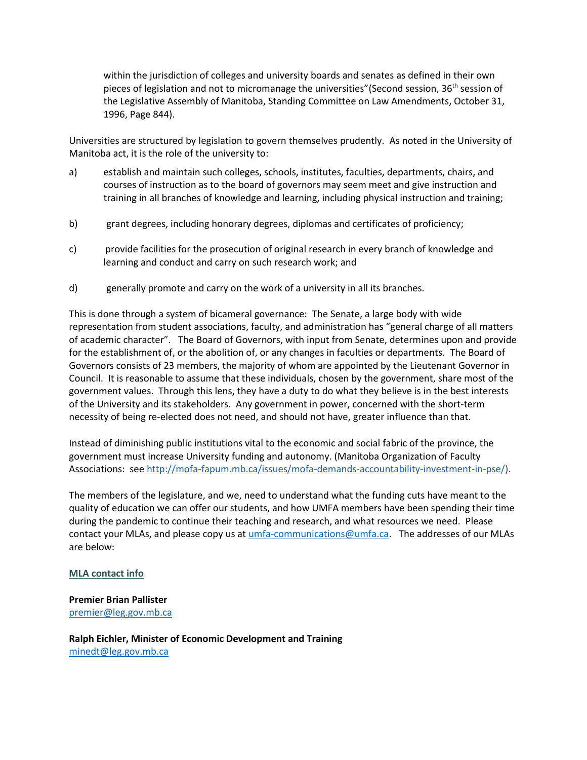within the jurisdiction of colleges and university boards and senates as defined in their own pieces of legislation and not to micromanage the universities"(Second session, 36th session of the Legislative Assembly of Manitoba, Standing Committee on Law Amendments, October 31, 1996, Page 844).

Universities are structured by legislation to govern themselves prudently. As noted in the University of Manitoba act, it is the role of the university to:

a) establish and maintain such colleges, schools, institutes, faculties, departments, chairs, and courses of instruction as to the board of governors may seem meet and give instruction and training in all branches of knowledge and learning, including physical instruction and training;

b) grant degrees, including honorary degrees, diplomas and certificates of proficiency;

c) provide facilities for the prosecution of original research in every branch of knowledge and learning and conduct and carry on such research work; and

d) generally promote and carry on the work of a university in all its branches.

This is done through a system of bicameral governance: The Senate, a large body with wide representation from student associations, faculty, and administration has "general charge of all matters of academic character". The Board of Governors, with input from Senate, determines upon and provide for the establishment of, or the abolition of, or any changes in faculties or departments. The Board of Governors consists of 23 members, the majority of whom are appointed by the Lieutenant Governor in Council. It is reasonable to assume that these individuals, chosen by the government, share most of the government values. Through this lens, they have a duty to do what they believe is in the best interests of the University and its stakeholders. Any government in power, concerned with the short-term necessity of being re-elected does not need, and should not have, greater influence than that.

Instead of diminishing public institutions vital to the economic and social fabric of the province, the government must increase University funding and autonomy. (Manitoba Organization of Faculty Associations: see http://mofa-fapum.mb.ca/issues/mofa-demands-accountability-investment-in-pse/).

The members of the legislature, and we, need to understand what the funding cuts have meant to the quality of education we can offer our students, and how UMFA members have been spending their time during the pandemic to continue their teaching and research, and what resources we need. Please contact your MLAs, and please copy us at umfa-communications@umfa.ca. The addresses of our MLAs are below:

**MLA contact info**

**Premier Brian Pallister**
premier@leg.gov.mb.ca

**Ralph Eichler, Minister of Economic Development and Training**
minedt@leg.gov.mb.ca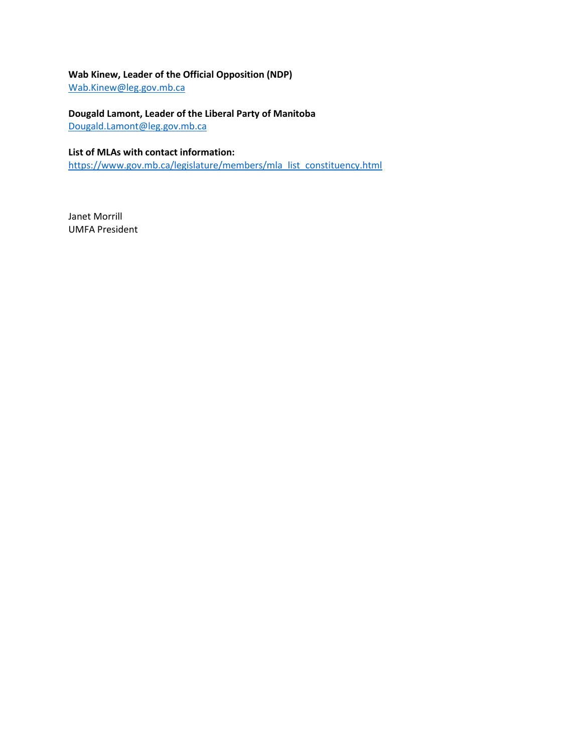**Wab Kinew, Leader of the Official Opposition (NDP)**
Wab.Kinew@leg.gov.mb.ca

**Dougald Lamont, Leader of the Liberal Party of Manitoba**
Dougald.Lamont@leg.gov.mb.ca

**List of MLAs with contact information:**
https://www.gov.mb.ca/legislature/members/mla_list_constituency.html

Janet Morrill
UMFA President